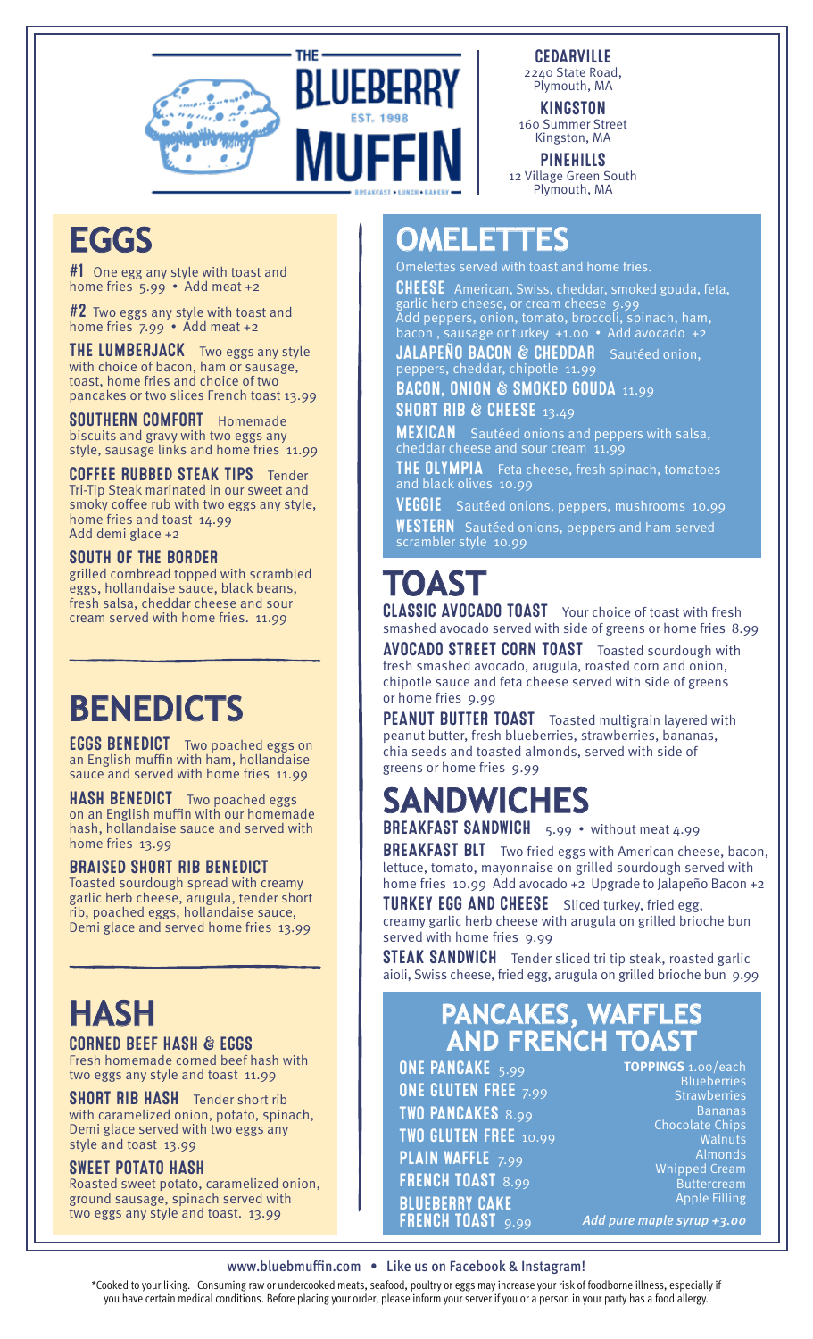# THE BLUEBERRY MUFFIN

EST. 1998

BREAKFAST • LUNCH • BAKERY

**CEDARVILLE**
2240 State Road,
Plymouth, MA

**KINGSTON**
160 Summer Street
Kingston, MA

**PINEHILLS**
12 Village Green South
Plymouth, MA

## EGGS

**#1** One egg any style with toast and home fries 5.99 • Add meat +2

**#2** Two eggs any style with toast and home fries 7.99 • Add meat +2

**THE LUMBERJACK** Two eggs any style with choice of bacon, ham or sausage, toast, home fries and choice of two pancakes or two slices French toast 13.99

**SOUTHERN COMFORT** Homemade biscuits and gravy with two eggs any style, sausage links and home fries 11.99

**COFFEE RUBBED STEAK TIPS** Tender Tri-Tip Steak marinated in our sweet and smoky coffee rub with two eggs any style, home fries and toast 14.99
Add demi glace +2

**SOUTH OF THE BORDER**
grilled cornbread topped with scrambled eggs, hollandaise sauce, black beans, fresh salsa, cheddar cheese and sour cream served with home fries. 11.99

## BENEDICTS

**EGGS BENEDICT** Two poached eggs on an English muffin with ham, hollandaise sauce and served with home fries 11.99

**HASH BENEDICT** Two poached eggs on an English muffin with our homemade hash, hollandaise sauce and served with home fries 13.99

**BRAISED SHORT RIB BENEDICT**
Toasted sourdough spread with creamy garlic herb cheese, arugula, tender short rib, poached eggs, hollandaise sauce, Demi glace and served home fries 13.99

## HASH

**CORNED BEEF HASH & EGGS**
Fresh homemade corned beef hash with two eggs any style and toast 11.99

**SHORT RIB HASH** Tender short rib with caramelized onion, potato, spinach, Demi glace served with two eggs any style and toast 13.99

**SWEET POTATO HASH**
Roasted sweet potato, caramelized onion, ground sausage, spinach served with two eggs any style and toast. 13.99

## OMELETTES

Omelettes served with toast and home fries.

**CHEESE** American, Swiss, cheddar, smoked gouda, feta, garlic herb cheese, or cream cheese 9.99
Add peppers, onion, tomato, broccoli, spinach, ham, bacon , sausage or turkey +1.00 • Add avocado +2

**JALAPEÑO BACON & CHEDDAR** Sautéed onion, peppers, cheddar, chipotle 11.99

**BACON, ONION & SMOKED GOUDA** 11.99

**SHORT RIB & CHEESE** 13.49

**MEXICAN** Sautéed onions and peppers with salsa, cheddar cheese and sour cream 11.99

**THE OLYMPIA** Feta cheese, fresh spinach, tomatoes and black olives 10.99

**VEGGIE** Sautéed onions, peppers, mushrooms 10.99

**WESTERN** Sautéed onions, peppers and ham served scrambler style 10.99

## TOAST

**CLASSIC AVOCADO TOAST** Your choice of toast with fresh smashed avocado served with side of greens or home fries 8.99

**AVOCADO STREET CORN TOAST** Toasted sourdough with fresh smashed avocado, arugula, roasted corn and onion, chipotle sauce and feta cheese served with side of greens or home fries 9.99

**PEANUT BUTTER TOAST** Toasted multigrain layered with peanut butter, fresh blueberries, strawberries, bananas, chia seeds and toasted almonds, served with side of greens or home fries 9.99

## SANDWICHES

**BREAKFAST SANDWICH** 5.99 • without meat 4.99

**BREAKFAST BLT** Two fried eggs with American cheese, bacon, lettuce, tomato, mayonnaise on grilled sourdough served with home fries 10.99 Add avocado +2 Upgrade to Jalapeño Bacon +2

**TURKEY EGG AND CHEESE** Sliced turkey, fried egg, creamy garlic herb cheese with arugula on grilled brioche bun served with home fries 9.99

**STEAK SANDWICH** Tender sliced tri tip steak, roasted garlic aioli, Swiss cheese, fried egg, arugula on grilled brioche bun 9.99

## PANCAKES, WAFFLES AND FRENCH TOAST

**ONE PANCAKE** 5.99
**ONE GLUTEN FREE** 7.99
**TWO PANCAKES** 8.99
**TWO GLUTEN FREE** 10.99
**PLAIN WAFFLE** 7.99
**FRENCH TOAST** 8.99
**BLUEBERRY CAKE FRENCH TOAST** 9.99

**TOPPINGS** 1.00/each
Blueberries
Strawberries
Bananas
Chocolate Chips
Walnuts
Almonds
Whipped Cream
Buttercream
Apple Filling

*Add pure maple syrup +3.00*

www.bluebmuffin.com • Like us on Facebook & Instagram!

*Cooked to your liking. Consuming raw or undercooked meats, seafood, poultry or eggs may increase your risk of foodborne illness, especially if you have certain medical conditions. Before placing your order, please inform your server if you or a person in your party has a food allergy.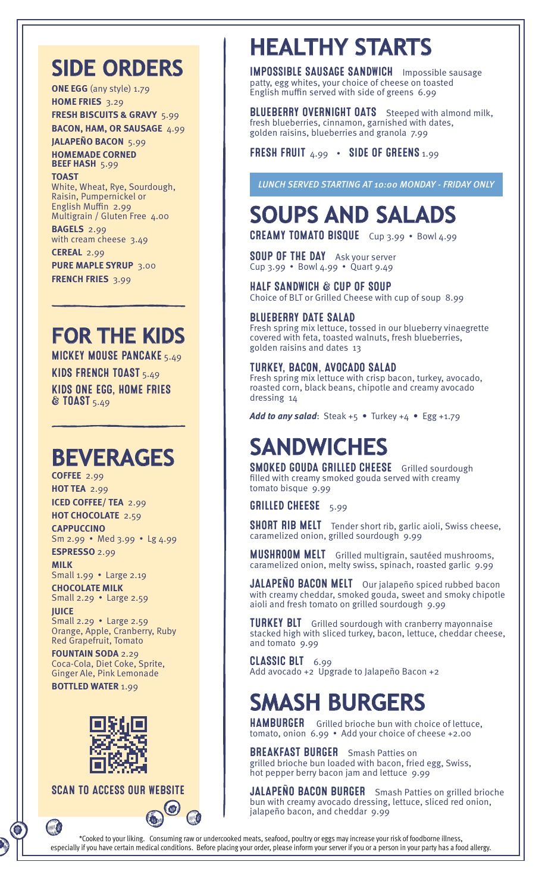## SIDE ORDERS

**ONE EGG** (any style) 1.79

**HOME FRIES** 3.29

**FRESH BISCUITS & GRAVY** 5.99

**BACON, HAM, OR SAUSAGE** 4.99

**JALAPEÑO BACON** 5.99

**HOMEMADE CORNED BEEF HASH** 5.99

**TOAST**
White, Wheat, Rye, Sourdough, Raisin, Pumpernickel or English Muffin 2.99
Multigrain / Gluten Free 4.00

**BAGELS** 2.99
with cream cheese 3.49

**CEREAL** 2.99

**PURE MAPLE SYRUP** 3.00

**FRENCH FRIES** 3.99

## FOR THE KIDS

**MICKEY MOUSE PANCAKE** 5.49

**KIDS FRENCH TOAST** 5.49

**KIDS ONE EGG, HOME FRIES & TOAST** 5.49

## BEVERAGES

**COFFEE** 2.99

**HOT TEA** 2.99

**ICED COFFEE/ TEA** 2.99

**HOT CHOCOLATE** 2.59

**CAPPUCCINO**
Sm 2.99 • Med 3.99 • Lg 4.99

**ESPRESSO** 2.99

**MILK**
Small 1.99 • Large 2.19

**CHOCOLATE MILK**
Small 2.29 • Large 2.59

**JUICE**
Small 2.29 • Large 2.59
Orange, Apple, Cranberry, Ruby Red Grapefruit, Tomato

**FOUNTAIN SODA** 2.29
Coca-Cola, Diet Coke, Sprite, Ginger Ale, Pink Lemonade

**BOTTLED WATER** 1.99

**SCAN TO ACCESS OUR WEBSITE**

## HEALTHY STARTS

**IMPOSSIBLE SAUSAGE SANDWICH** Impossible sausage patty, egg whites, your choice of cheese on toasted English muffin served with side of greens 6.99

**BLUEBERRY OVERNIGHT OATS** Steeped with almond milk, fresh blueberries, cinnamon, garnished with dates, golden raisins, blueberries and granola 7.99

**FRESH FRUIT** 4.99 • **SIDE OF GREENS** 1.99

*LUNCH SERVED STARTING AT 10:00 MONDAY - FRIDAY ONLY*

## SOUPS AND SALADS

**CREAMY TOMATO BISQUE** Cup 3.99 • Bowl 4.99

**SOUP OF THE DAY** Ask your server
Cup 3.99 • Bowl 4.99 • Quart 9.49

**HALF SANDWICH & CUP OF SOUP**
Choice of BLT or Grilled Cheese with cup of soup 8.99

**BLUEBERRY DATE SALAD**
Fresh spring mix lettuce, tossed in our blueberry vinaegrette covered with feta, toasted walnuts, fresh blueberries, golden raisins and dates 13

**TURKEY, BACON, AVOCADO SALAD**
Fresh spring mix lettuce with crisp bacon, turkey, avocado, roasted corn, black beans, chipotle and creamy avocado dressing 14

***Add to any salad***: Steak +5 • Turkey +4 • Egg +1.79

## SANDWICHES

**SMOKED GOUDA GRILLED CHEESE** Grilled sourdough filled with creamy smoked gouda served with creamy tomato bisque 9.99

**GRILLED CHEESE** 5.99

**SHORT RIB MELT** Tender short rib, garlic aioli, Swiss cheese, caramelized onion, grilled sourdough 9.99

**MUSHROOM MELT** Grilled multigrain, sautéed mushrooms, caramelized onion, melty swiss, spinach, roasted garlic 9.99

**JALAPEÑO BACON MELT** Our jalapeño spiced rubbed bacon with creamy cheddar, smoked gouda, sweet and smoky chipotle aioli and fresh tomato on grilled sourdough 9.99

**TURKEY BLT** Grilled sourdough with cranberry mayonnaise stacked high with sliced turkey, bacon, lettuce, cheddar cheese, and tomato 9.99

**CLASSIC BLT** 6.99
Add avocado +2 Upgrade to Jalapeño Bacon +2

## SMASH BURGERS

**HAMBURGER** Grilled brioche bun with choice of lettuce, tomato, onion 6.99 • Add your choice of cheese +2.00

**BREAKFAST BURGER** Smash Patties on grilled brioche bun loaded with bacon, fried egg, Swiss, hot pepper berry bacon jam and lettuce 9.99

**JALAPEÑO BACON BURGER** Smash Patties on grilled brioche bun with creamy avocado dressing, lettuce, sliced red onion, jalapeño bacon, and cheddar 9.99

*Cooked to your liking. Consuming raw or undercooked meats, seafood, poultry or eggs may increase your risk of foodborne illness, especially if you have certain medical conditions. Before placing your order, please inform your server if you or a person in your party has a food allergy.